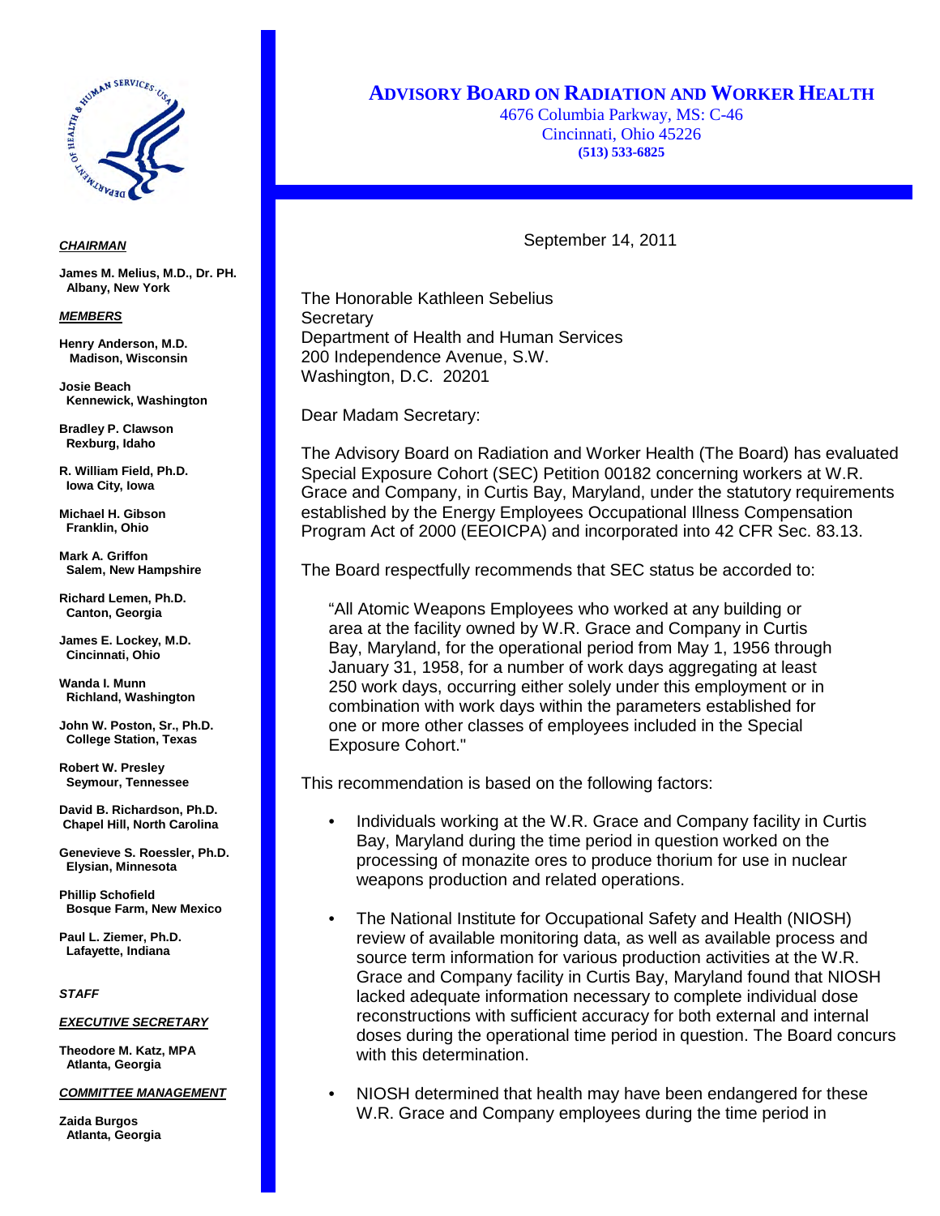# ADVISORY BOARD ON RADIATION AND WORKER HEALTH

4676 Columbia Parkway, MS: C-46
Cincinnati, Ohio 45226
**(513) 533-6825**

***CHAIRMAN***

**James M. Melius, M.D., Dr. PH.**
**Albany, New York**

***MEMBERS***

**Henry Anderson, M.D.**
**Madison, Wisconsin**

**Josie Beach**
**Kennewick, Washington**

**Bradley P. Clawson**
**Rexburg, Idaho**

**R. William Field, Ph.D.**
**Iowa City, Iowa**

**Michael H. Gibson**
**Franklin, Ohio**

**Mark A. Griffon**
**Salem, New Hampshire**

**Richard Lemen, Ph.D.**
**Canton, Georgia**

**James E. Lockey, M.D.**
**Cincinnati, Ohio**

**Wanda I. Munn**
**Richland, Washington**

**John W. Poston, Sr., Ph.D.**
**College Station, Texas**

**Robert W. Presley**
**Seymour, Tennessee**

**David B. Richardson, Ph.D.**
**Chapel Hill, North Carolina**

**Genevieve S. Roessler, Ph.D.**
**Elysian, Minnesota**

**Phillip Schofield**
**Bosque Farm, New Mexico**

**Paul L. Ziemer, Ph.D.**
**Lafayette, Indiana**

***STAFF***

***EXECUTIVE SECRETARY***

**Theodore M. Katz, MPA**
**Atlanta, Georgia**

***COMMITTEE MANAGEMENT***

**Zaida Burgos**
**Atlanta, Georgia**

September 14, 2011

The Honorable Kathleen Sebelius
Secretary
Department of Health and Human Services
200 Independence Avenue, S.W.
Washington, D.C. 20201

Dear Madam Secretary:

The Advisory Board on Radiation and Worker Health (The Board) has evaluated Special Exposure Cohort (SEC) Petition 00182 concerning workers at W.R. Grace and Company, in Curtis Bay, Maryland, under the statutory requirements established by the Energy Employees Occupational Illness Compensation Program Act of 2000 (EEOICPA) and incorporated into 42 CFR Sec. 83.13.

The Board respectfully recommends that SEC status be accorded to:

> "All Atomic Weapons Employees who worked at any building or area at the facility owned by W.R. Grace and Company in Curtis Bay, Maryland, for the operational period from May 1, 1956 through January 31, 1958, for a number of work days aggregating at least 250 work days, occurring either solely under this employment or in combination with work days within the parameters established for one or more other classes of employees included in the Special Exposure Cohort."

This recommendation is based on the following factors:

- Individuals working at the W.R. Grace and Company facility in Curtis Bay, Maryland during the time period in question worked on the processing of monazite ores to produce thorium for use in nuclear weapons production and related operations.

- The National Institute for Occupational Safety and Health (NIOSH) review of available monitoring data, as well as available process and source term information for various production activities at the W.R. Grace and Company facility in Curtis Bay, Maryland found that NIOSH lacked adequate information necessary to complete individual dose reconstructions with sufficient accuracy for both external and internal doses during the operational time period in question. The Board concurs with this determination.

- NIOSH determined that health may have been endangered for these W.R. Grace and Company employees during the time period in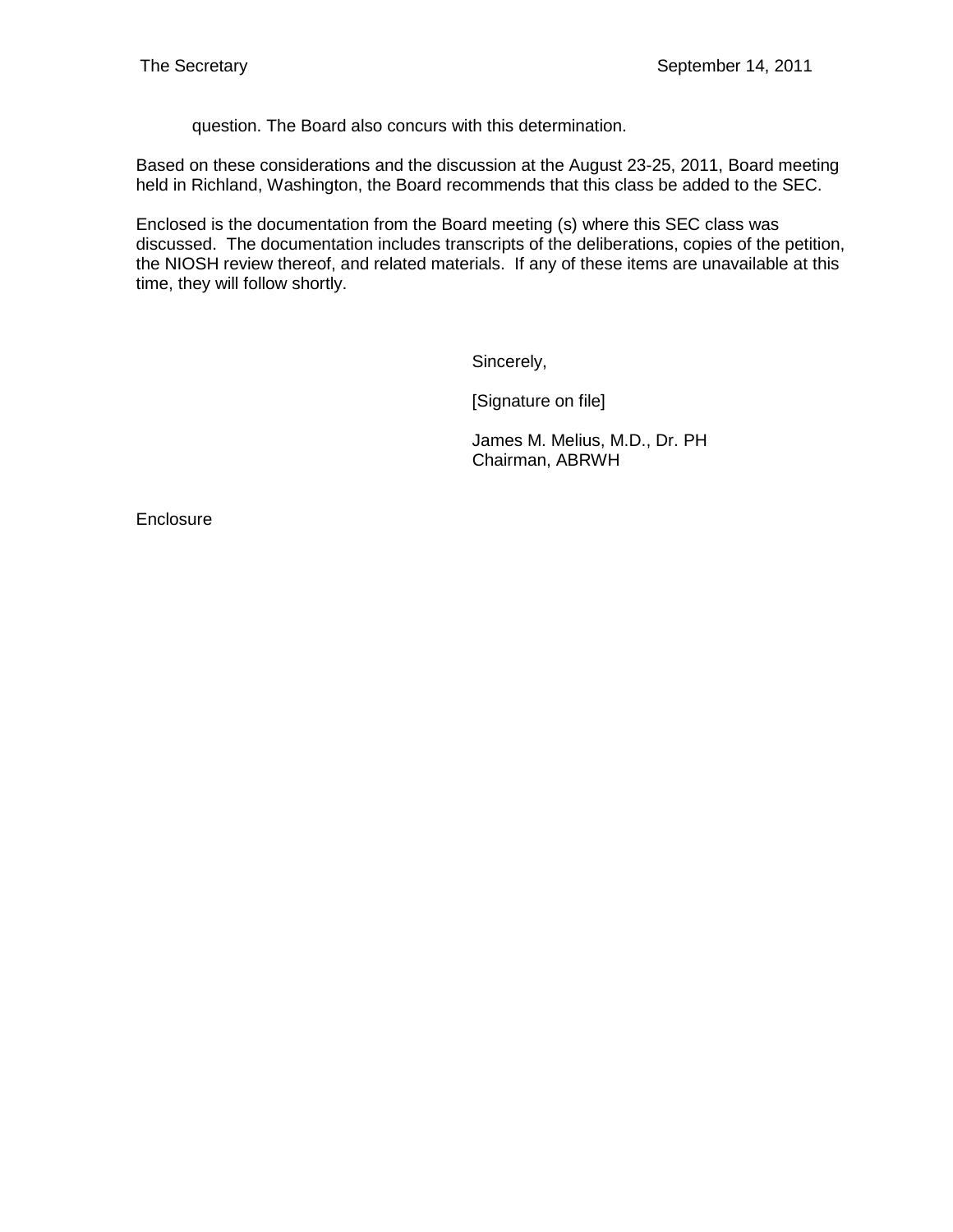question. The Board also concurs with this determination.

Based on these considerations and the discussion at the August 23-25, 2011, Board meeting held in Richland, Washington, the Board recommends that this class be added to the SEC.

Enclosed is the documentation from the Board meeting (s) where this SEC class was discussed. The documentation includes transcripts of the deliberations, copies of the petition, the NIOSH review thereof, and related materials. If any of these items are unavailable at this time, they will follow shortly.

Sincerely,

[Signature on file]

James M. Melius, M.D., Dr. PH
Chairman, ABRWH

Enclosure